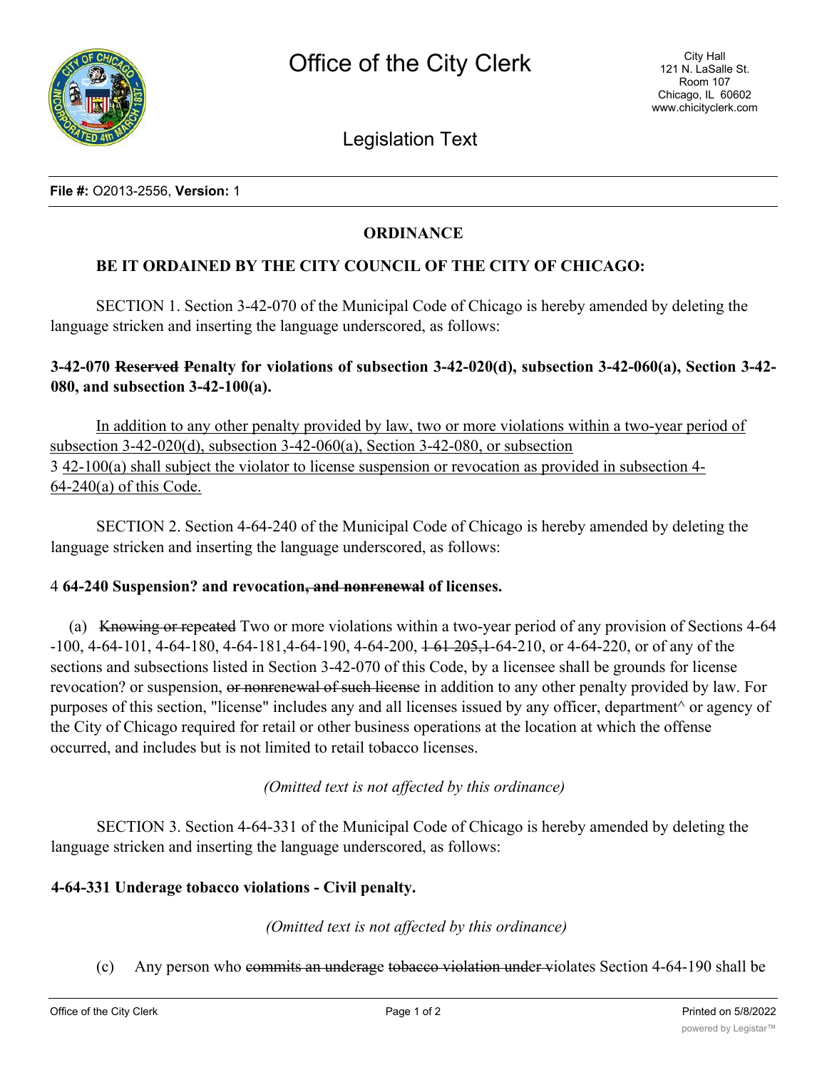# Office of the City Clerk

City Hall
121 N. LaSalle St.
Room 107
Chicago, IL 60602
www.chicityclerk.com

## Legislation Text

**File #:** O2013-2556, **Version:** 1

**ORDINANCE**

**BE IT ORDAINED BY THE CITY COUNCIL OF THE CITY OF CHICAGO:**

SECTION 1. Section 3-42-070 of the Municipal Code of Chicago is hereby amended by deleting the language stricken and inserting the language underscored, as follows:

**3-42-070 ~~Reserved~~ ~~P~~Penalty for violations of subsection 3-42-020(d), subsection 3-42-060(a), Section 3-42-080, and subsection 3-42-100(a).**

<u>In addition to any other penalty provided by law, two or more violations within a two-year period of subsection 3-42-020(d), subsection 3-42-060(a), Section 3-42-080, or subsection 3 42-100(a) shall subject the violator to license suspension or revocation as provided in subsection 4-64-240(a) of this Code.</u>

SECTION 2. Section 4-64-240 of the Municipal Code of Chicago is hereby amended by deleting the language stricken and inserting the language underscored, as follows:

4 **64-240 Suspension? and revocation~~, and nonrenewal~~ of licenses.**

(a) ~~Knowing or repeated~~ Two or more violations within a two-year period of any provision of Sections 4-64 -100, 4-64-101, 4-64-180, 4-64-181,4-64-190, 4-64-200, ~~1 61 205,1~~-64-210, or 4-64-220, or of any of the sections and subsections listed in Section 3-42-070 of this Code, by a licensee shall be grounds for license revocation? or suspension, ~~or nonrenewal of such license~~ in addition to any other penalty provided by law. For purposes of this section, "license" includes any and all licenses issued by any officer, department^ or agency of the City of Chicago required for retail or other business operations at the location at which the offense occurred, and includes but is not limited to retail tobacco licenses.

*(Omitted text is not affected by this ordinance)*

SECTION 3. Section 4-64-331 of the Municipal Code of Chicago is hereby amended by deleting the language stricken and inserting the language underscored, as follows:

**4-64-331 Underage tobacco violations - Civil penalty.**

*(Omitted text is not affected by this ordinance)*

(c) Any person who ~~commits an underage tobacco violation under v~~iolates Section 4-64-190 shall be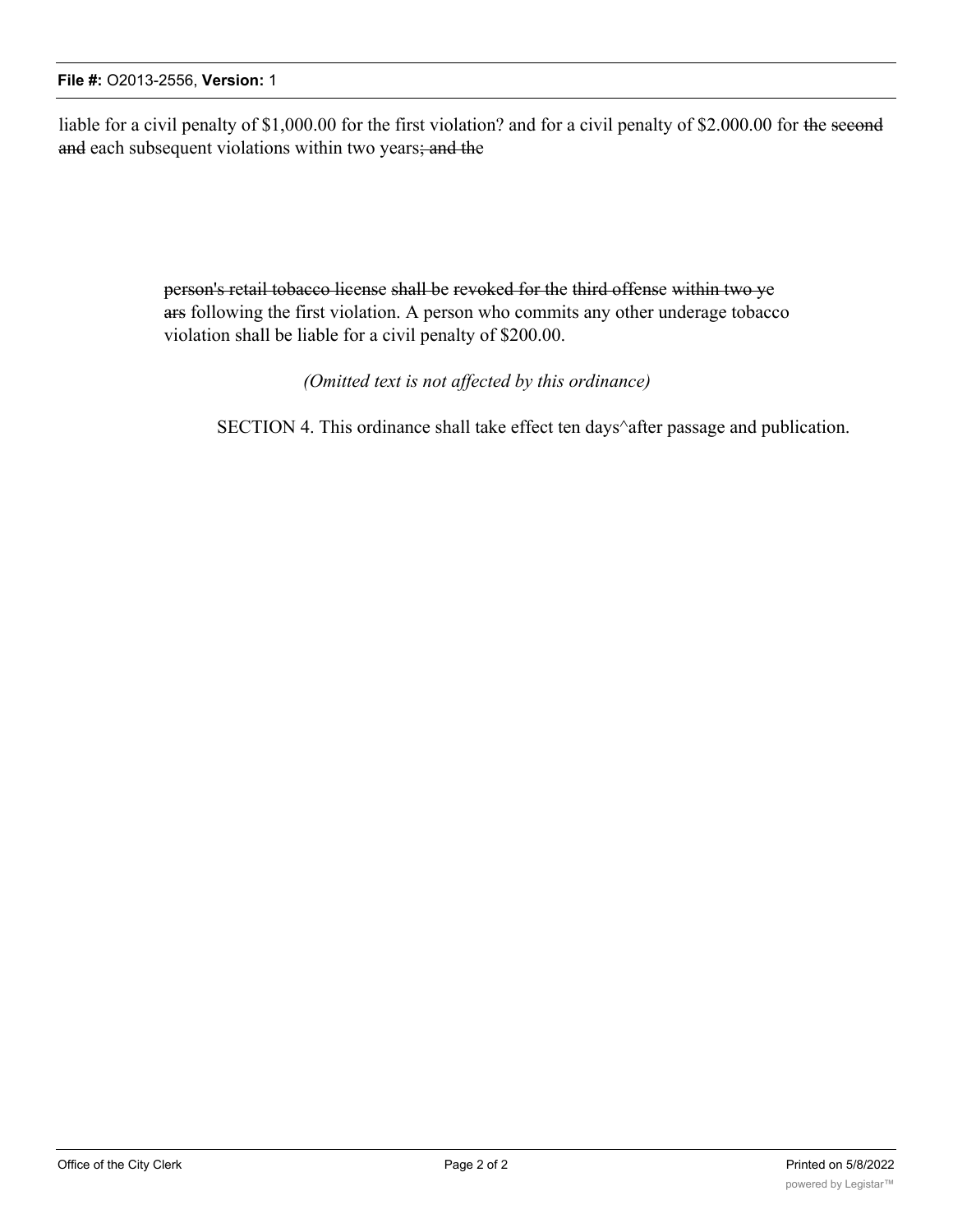liable for a civil penalty of $1,000.00 for the first violation? and for a civil penalty of $2.000.00 for ~~the second and~~ each subsequent violations within two years~~; and the~~

~~person's retail tobacco license~~ ~~shall be~~ ~~revoked for the~~ ~~third offense~~ ~~within two ye ars~~ following the first violation. A person who commits any other underage tobacco violation shall be liable for a civil penalty of $200.00.

*(Omitted text is not affected by this ordinance)*

SECTION 4. This ordinance shall take effect ten days^after passage and publication.